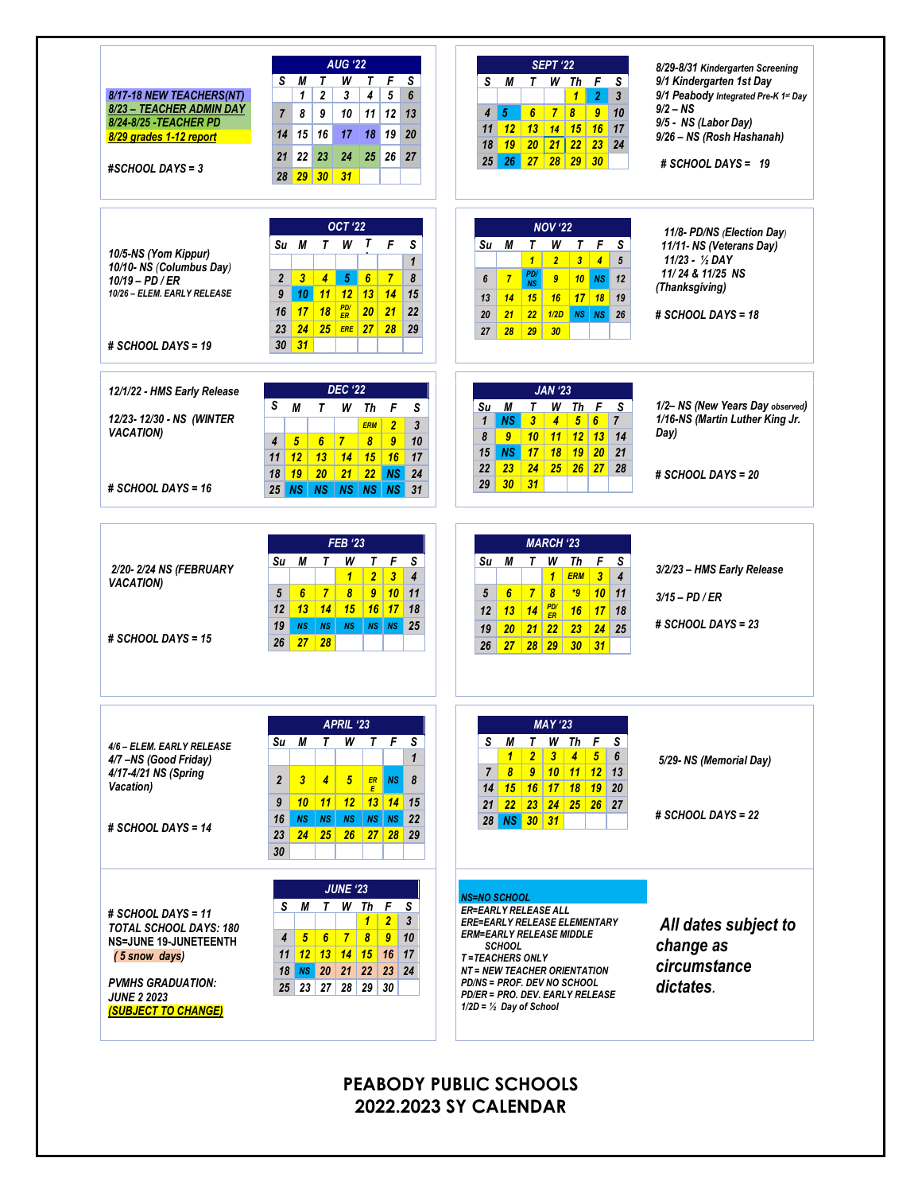# PEABODY PUBLIC SCHOOLS
# 2022.2023 SY CALENDAR

## AUG '22

8/17-18 NEW TEACHERS(NT)
8/23 – TEACHER ADMIN DAY
8/24-8/25 -TEACHER PD
8/29 grades 1-12 report

#SCHOOL DAYS = 3

| S | M | T | W | T | F | S |
|---|---|---|---|---|---|---|
| | 1 | 2 | 3 | 4 | 5 | 6 |
| 7 | 8 | 9 | 10 | 11 | 12 | 13 |
| 14 | 15 | 16 | 17 | 18 | 19 | 20 |
| 21 | 22 | 23 | 24 | 25 | 26 | 27 |
| 28 | 29 | 30 | 31 | | | |

## SEPT '22

| S | M | T | W | Th | F | S |
|---|---|---|---|---|---|---|
| | | | | 1 | 2 | 3 |
| 4 | 5 | 6 | 7 | 8 | 9 | 10 |
| 11 | 12 | 13 | 14 | 15 | 16 | 17 |
| 18 | 19 | 20 | 21 | 22 | 23 | 24 |
| 25 | 26 | 27 | 28 | 29 | 30 | |

8/29-8/31 Kindergarten Screening
9/1 Kindergarten 1st Day
9/1 Peabody Integrated Pre-K 1st Day
9/2 – NS
9/5 - NS (Labor Day)
9/26 – NS (Rosh Hashanah)

# SCHOOL DAYS = 19

## OCT '22

10/5-NS (Yom Kippur)
10/10- NS (Columbus Day)
10/19 – PD / ER
10/26 – ELEM. EARLY RELEASE

# SCHOOL DAYS = 19

| Su | M | T | W | T | F | S |
|---|---|---|---|---|---|---|
| | | | | | | 1 |
| 2 | 3 | 4 | 5 | 6 | 7 | 8 |
| 9 | 10 | 11 | 12 | 13 | 14 | 15 |
| 16 | 17 | 18 | PD/ER | 20 | 21 | 22 |
| 23 | 24 | 25 | ERE | 27 | 28 | 29 |
| 30 | 31 | | | | | |

## NOV '22

| Su | M | T | W | T | F | S |
|---|---|---|---|---|---|---|
| | | 1 | 2 | 3 | 4 | 5 |
| 6 | 7 | PD/NS | 9 | 10 | NS | 12 |
| 13 | 14 | 15 | 16 | 17 | 18 | 19 |
| 20 | 21 | 22 | 1/2D | NS | NS | 26 |
| 27 | 28 | 29 | 30 | | | |

11/8- PD/NS (Election Day)
11/11- NS (Veterans Day)
11/23 - ½ DAY
11/ 24 & 11/25 NS (Thanksgiving)

# SCHOOL DAYS = 18

## DEC '22

12/1/22 - HMS Early Release

12/23- 12/30 - NS (WINTER VACATION)

# SCHOOL DAYS = 16

| S | M | T | W | Th | F | S |
|---|---|---|---|---|---|---|
| | | | | ERM | 2 | 3 |
| 4 | 5 | 6 | 7 | 8 | 9 | 10 |
| 11 | 12 | 13 | 14 | 15 | 16 | 17 |
| 18 | 19 | 20 | 21 | 22 | NS | 24 |
| 25 | NS | NS | NS | NS | NS | 31 |

## JAN '23

| Su | M | T | W | Th | F | S |
|---|---|---|---|---|---|---|
| 1 | NS | 3 | 4 | 5 | 6 | 7 |
| 8 | 9 | 10 | 11 | 12 | 13 | 14 |
| 15 | NS | 17 | 18 | 19 | 20 | 21 |
| 22 | 23 | 24 | 25 | 26 | 27 | 28 |
| 29 | 30 | 31 | | | | |

1/2– NS (New Years Day observed)
1/16-NS (Martin Luther King Jr. Day)

# SCHOOL DAYS = 20

## FEB '23

2/20- 2/24 NS (FEBRUARY VACATION)

# SCHOOL DAYS = 15

| Su | M | T | W | T | F | S |
|---|---|---|---|---|---|---|
| | | | 1 | 2 | 3 | 4 |
| 5 | 6 | 7 | 8 | 9 | 10 | 11 |
| 12 | 13 | 14 | 15 | 16 | 17 | 18 |
| 19 | NS | NS | NS | NS | NS | 25 |
| 26 | 27 | 28 | | | | |

## MARCH '23

| Su | M | T | W | Th | F | S |
|---|---|---|---|---|---|---|
| | | | 1 | ERM | 3 | 4 |
| 5 | 6 | 7 | 8 | *9 | 10 | 11 |
| 12 | 13 | 14 | PD/ER | 16 | 17 | 18 |
| 19 | 20 | 21 | 22 | 23 | 24 | 25 |
| 26 | 27 | 28 | 29 | 30 | 31 | |

3/2/23 – HMS Early Release

3/15 – PD / ER

# SCHOOL DAYS = 23

## APRIL '23

4/6 – ELEM. EARLY RELEASE
4/7 –NS (Good Friday)
4/17-4/21 NS (Spring Vacation)

# SCHOOL DAYS = 14

| Su | M | T | W | T | F | S |
|---|---|---|---|---|---|---|
| | | | | | | 1 |
| 2 | 3 | 4 | 5 | ERE | NS | 8 |
| 9 | 10 | 11 | 12 | 13 | 14 | 15 |
| 16 | NS | NS | NS | NS | NS | 22 |
| 23 | 24 | 25 | 26 | 27 | 28 | 29 |
| 30 | | | | | | |

## MAY '23

| S | M | T | W | Th | F | S |
|---|---|---|---|---|---|---|
| | 1 | 2 | 3 | 4 | 5 | 6 |
| 7 | 8 | 9 | 10 | 11 | 12 | 13 |
| 14 | 15 | 16 | 17 | 18 | 19 | 20 |
| 21 | 22 | 23 | 24 | 25 | 26 | 27 |
| 28 | NS | 30 | 31 | | | |

5/29- NS (Memorial Day)

# SCHOOL DAYS = 22

## JUNE '23

# SCHOOL DAYS = 11
TOTAL SCHOOL DAYS: 180
NS=JUNE 19-JUNETEENTH
( 5 snow days)

PVMHS GRADUATION: JUNE 2 2023
(SUBJECT TO CHANGE)

| S | M | T | W | Th | F | S |
|---|---|---|---|---|---|---|
| | | | | 1 | 2 | 3 |
| 4 | 5 | 6 | 7 | 8 | 9 | 10 |
| 11 | 12 | 13 | 14 | 15 | 16 | 17 |
| 18 | NS | 20 | 21 | 22 | 23 | 24 |
| 25 | 23 | 27 | 28 | 29 | 30 | |

NS=NO SCHOOL
ER=EARLY RELEASE ALL
ERE=EARLY RELEASE ELEMENTARY
ERM=EARLY RELEASE MIDDLE SCHOOL
T =TEACHERS ONLY
NT = NEW TEACHER ORIENTATION
PD/NS = PROF. DEV NO SCHOOL
PD/ER = PRO. DEV. EARLY RELEASE
1/2D = ½ Day of School

*All dates subject to change as circumstance dictates.*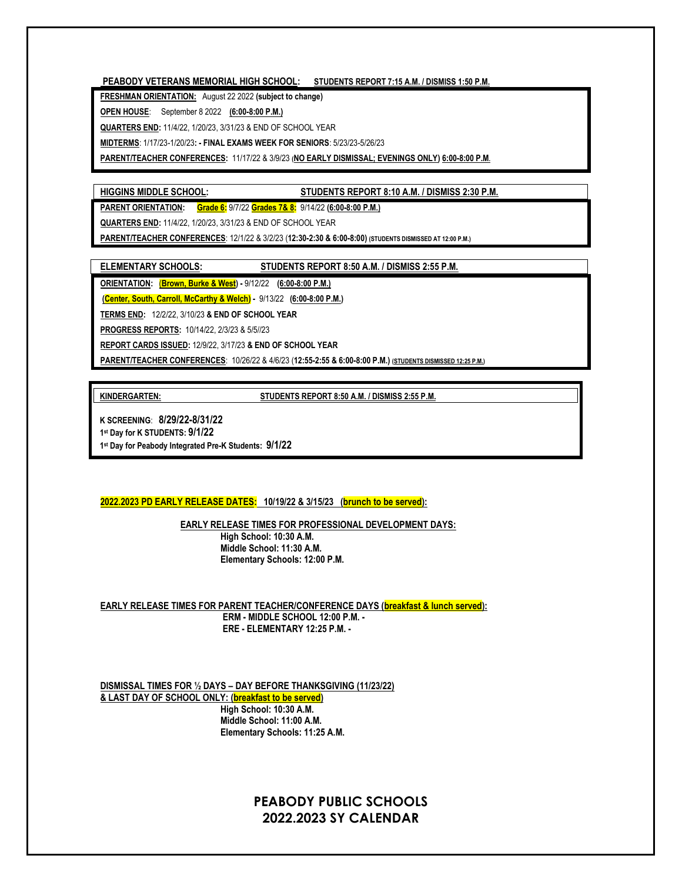**PEABODY VETERANS MEMORIAL HIGH SCHOOL:** **STUDENTS REPORT 7:15 A.M. / DISMISS 1:50 P.M.**

**FRESHMAN ORIENTATION:** August 22 2022 **(subject to change)**

**OPEN HOUSE**: September 8 2022 **(6:00-8:00 P.M.)**

**QUARTERS END:** 11/4/22, 1/20/23, 3/31/23 & END OF SCHOOL YEAR

**MIDTERMS**: 1/17/23-1/20/23**: - FINAL EXAMS WEEK FOR SENIORS**: 5/23/23-5/26/23

**PARENT/TEACHER CONFERENCES:** 11/17/22 & 3/9/23 (**NO EARLY DISMISSAL; EVENINGS ONLY) 6:00-8:00 P.M.**

**HIGGINS MIDDLE SCHOOL:** **STUDENTS REPORT 8:10 A.M. / DISMISS 2:30 P.M.**

**PARENT ORIENTATION:** **Grade 6:** 9/7/22 **Grades 7& 8:** 9/14/22 **(6:00-8:00 P.M.)**

**QUARTERS END:** 11/4/22, 1/20/23, 3/31/23 & END OF SCHOOL YEAR

**PARENT/TEACHER CONFERENCES**: 12/1/22 & 3/2/23 (**12:30-2:30 & 6:00-8:00) (STUDENTS DISMISSED AT 12:00 P.M.)**

**ELEMENTARY SCHOOLS:** **STUDENTS REPORT 8:50 A.M. / DISMISS 2:55 P.M.**

**ORIENTATION:** (**Brown, Burke & West**) **-** 9/12/22 **(6:00-8:00 P.M.)**

(**Center, South, Carroll, McCarthy & Welch**) **-** 9/13/22 **(6:00-8:00 P.M.)**

**TERMS END:** 12/2/22, 3/10/23 **& END OF SCHOOL YEAR**

**PROGRESS REPORTS:** 10/14/22, 2/3/23 & 5/5//23

**REPORT CARDS ISSUED:** 12/9/22, 3/17/23 **& END OF SCHOOL YEAR**

**PARENT/TEACHER CONFERENCES**: 10/26/22 & 4/6/23 (**12:55-2:55 & 6:00-8:00 P.M.) (STUDENTS DISMISSED 12:25 P.M.)**

**KINDERGARTEN:** **STUDENTS REPORT 8:50 A.M. / DISMISS 2:55 P.M.**

**K SCREENING**: **8/29/22-8/31/22**
**1st Day for K STUDENTS: 9/1/22**
**1st Day for Peabody Integrated Pre-K Students: 9/1/22**

**2022.2023 PD EARLY RELEASE DATES: 10/19/22 & 3/15/23 (brunch to be served):**

**EARLY RELEASE TIMES FOR PROFESSIONAL DEVELOPMENT DAYS:**
**High School: 10:30 A.M.**
**Middle School: 11:30 A.M.**
**Elementary Schools: 12:00 P.M.**

**EARLY RELEASE TIMES FOR PARENT TEACHER/CONFERENCE DAYS (breakfast & lunch served):**
**ERM - MIDDLE SCHOOL 12:00 P.M. -**
**ERE - ELEMENTARY 12:25 P.M. -**

**DISMISSAL TIMES FOR ½ DAYS – DAY BEFORE THANKSGIVING (11/23/22)**
**& LAST DAY OF SCHOOL ONLY: (breakfast to be served)**
**High School: 10:30 A.M.**
**Middle School: 11:00 A.M.**
**Elementary Schools: 11:25 A.M.**

# PEABODY PUBLIC SCHOOLS
# 2022.2023 SY CALENDAR